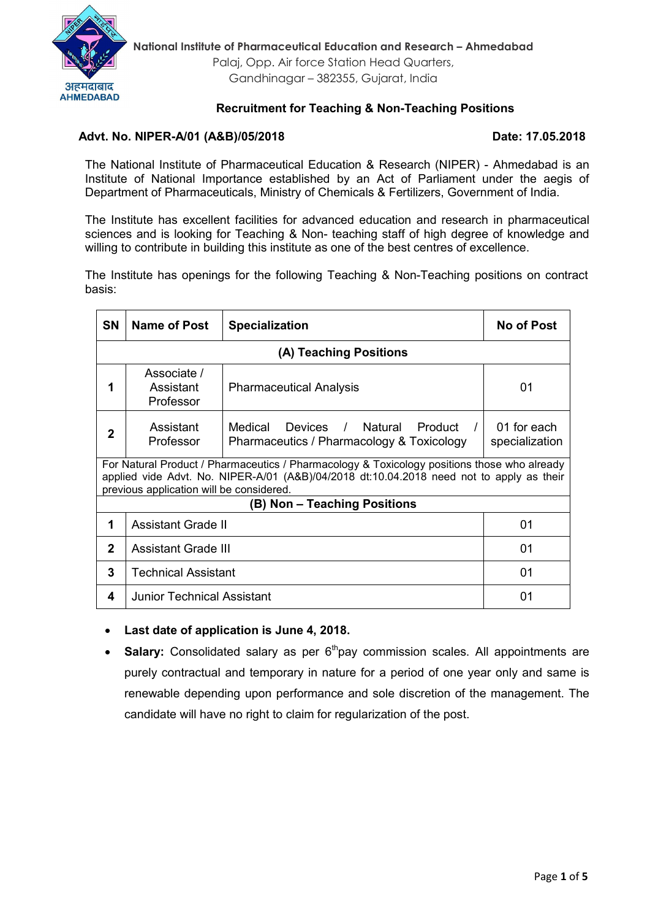**National Institute of Pharmaceutical Education and Research – Ahmedabad**
Palaj, Opp. Air force Station Head Quarters,
Gandhinagar – 382355, Gujarat, India

## Recruitment for Teaching & Non-Teaching Positions

**Advt. No. NIPER-A/01 (A&B)/05/2018** **Date: 17.05.2018**

The National Institute of Pharmaceutical Education & Research (NIPER) - Ahmedabad is an Institute of National Importance established by an Act of Parliament under the aegis of Department of Pharmaceuticals, Ministry of Chemicals & Fertilizers, Government of India.

The Institute has excellent facilities for advanced education and research in pharmaceutical sciences and is looking for Teaching & Non- teaching staff of high degree of knowledge and willing to contribute in building this institute as one of the best centres of excellence.

The Institute has openings for the following Teaching & Non-Teaching positions on contract basis:

| SN | Name of Post | Specialization | No of Post |
|---|---|---|---|
| **(A) Teaching Positions** | | | |
| **1** | Associate / Assistant Professor | Pharmaceutical Analysis | 01 |
| **2** | Assistant Professor | Medical Devices / Natural Product / Pharmaceutics / Pharmacology & Toxicology | 01 for each specialization |
| For Natural Product / Pharmaceutics / Pharmacology & Toxicology positions those who already applied vide Advt. No. NIPER-A/01 (A&B)/04/2018 dt:10.04.2018 need not to apply as their previous application will be considered. | | | |
| **(B) Non – Teaching Positions** | | | |
| **1** | Assistant Grade II | | 01 |
| **2** | Assistant Grade III | | 01 |
| **3** | Technical Assistant | | 01 |
| **4** | Junior Technical Assistant | | 01 |

- **Last date of application is June 4, 2018.**
- **Salary:** Consolidated salary as per 6th pay commission scales. All appointments are purely contractual and temporary in nature for a period of one year only and same is renewable depending upon performance and sole discretion of the management. The candidate will have no right to claim for regularization of the post.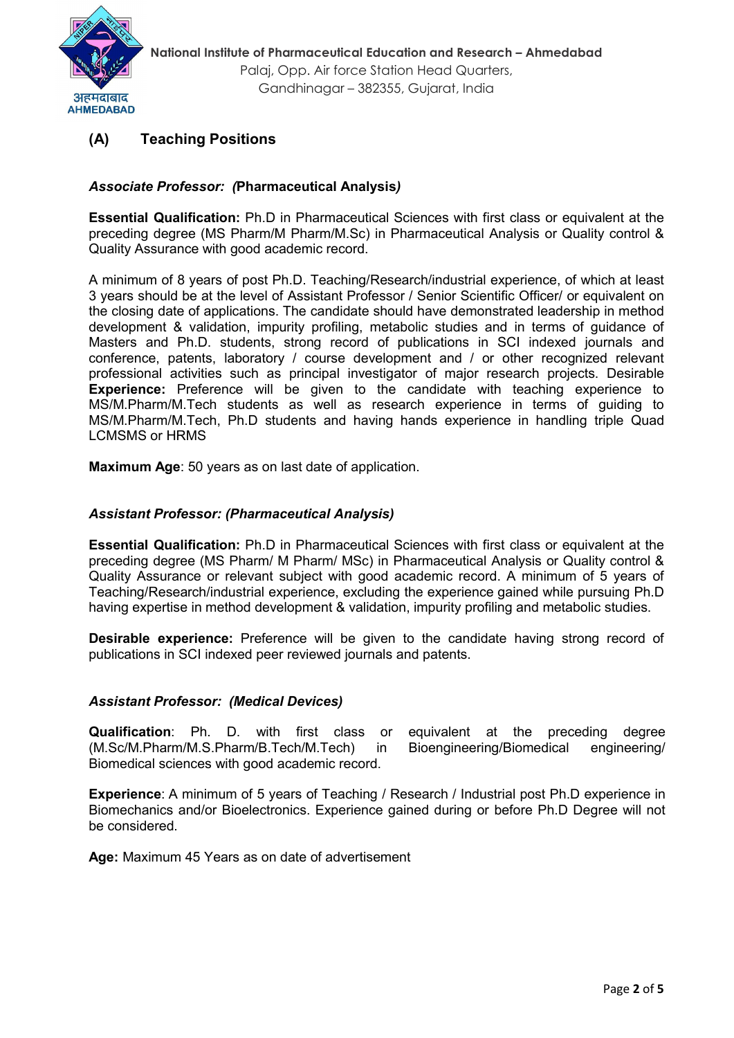National Institute of Pharmaceutical Education and Research – Ahmedabad
Palaj, Opp. Air force Station Head Quarters,
Gandhinagar – 382355, Gujarat, India

## (A) Teaching Positions

### *Associate Professor: (***Pharmaceutical Analysis***)*

**Essential Qualification:** Ph.D in Pharmaceutical Sciences with first class or equivalent at the preceding degree (MS Pharm/M Pharm/M.Sc) in Pharmaceutical Analysis or Quality control & Quality Assurance with good academic record.

A minimum of 8 years of post Ph.D. Teaching/Research/industrial experience, of which at least 3 years should be at the level of Assistant Professor / Senior Scientific Officer/ or equivalent on the closing date of applications. The candidate should have demonstrated leadership in method development & validation, impurity profiling, metabolic studies and in terms of guidance of Masters and Ph.D. students, strong record of publications in SCI indexed journals and conference, patents, laboratory / course development and / or other recognized relevant professional activities such as principal investigator of major research projects. Desirable **Experience:** Preference will be given to the candidate with teaching experience to MS/M.Pharm/M.Tech students as well as research experience in terms of guiding to MS/M.Pharm/M.Tech, Ph.D students and having hands experience in handling triple Quad LCMSMS or HRMS

**Maximum Age**: 50 years as on last date of application.

### *Assistant Professor: (Pharmaceutical Analysis)*

**Essential Qualification:** Ph.D in Pharmaceutical Sciences with first class or equivalent at the preceding degree (MS Pharm/ M Pharm/ MSc) in Pharmaceutical Analysis or Quality control & Quality Assurance or relevant subject with good academic record. A minimum of 5 years of Teaching/Research/industrial experience, excluding the experience gained while pursuing Ph.D having expertise in method development & validation, impurity profiling and metabolic studies.

**Desirable experience:** Preference will be given to the candidate having strong record of publications in SCI indexed peer reviewed journals and patents.

### *Assistant Professor: (Medical Devices)*

**Qualification**: Ph. D. with first class or equivalent at the preceding degree (M.Sc/M.Pharm/M.S.Pharm/B.Tech/M.Tech) in Bioengineering/Biomedical engineering/ Biomedical sciences with good academic record.

**Experience**: A minimum of 5 years of Teaching / Research / Industrial post Ph.D experience in Biomechanics and/or Bioelectronics. Experience gained during or before Ph.D Degree will not be considered.

**Age:** Maximum 45 Years as on date of advertisement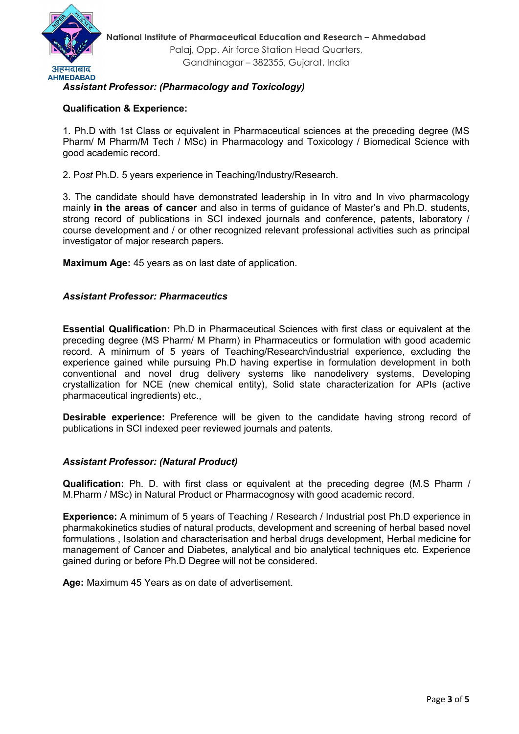National Institute of Pharmaceutical Education and Research – Ahmedabad
Palaj, Opp. Air force Station Head Quarters,
Gandhinagar – 382355, Gujarat, India

### *Assistant Professor: (Pharmacology and Toxicology)*

**Qualification & Experience:**

1. Ph.D with 1st Class or equivalent in Pharmaceutical sciences at the preceding degree (MS Pharm/ M Pharm/M Tech / MSc) in Pharmacology and Toxicology / Biomedical Science with good academic record.

2. P*ost* Ph.D. 5 years experience in Teaching/Industry/Research.

3. The candidate should have demonstrated leadership in In vitro and In vivo pharmacology mainly **in the areas of cancer** and also in terms of guidance of Master's and Ph.D. students, strong record of publications in SCI indexed journals and conference, patents, laboratory / course development and / or other recognized relevant professional activities such as principal investigator of major research papers.

**Maximum Age:** 45 years as on last date of application.

### *Assistant Professor: Pharmaceutics*

**Essential Qualification:** Ph.D in Pharmaceutical Sciences with first class or equivalent at the preceding degree (MS Pharm/ M Pharm) in Pharmaceutics or formulation with good academic record. A minimum of 5 years of Teaching/Research/industrial experience, excluding the experience gained while pursuing Ph.D having expertise in formulation development in both conventional and novel drug delivery systems like nanodelivery systems, Developing crystallization for NCE (new chemical entity), Solid state characterization for APIs (active pharmaceutical ingredients) etc.,

**Desirable experience:** Preference will be given to the candidate having strong record of publications in SCI indexed peer reviewed journals and patents.

### *Assistant Professor: (Natural Product)*

**Qualification:** Ph. D. with first class or equivalent at the preceding degree (M.S Pharm / M.Pharm / MSc) in Natural Product or Pharmacognosy with good academic record.

**Experience:** A minimum of 5 years of Teaching / Research / Industrial post Ph.D experience in pharmakokinetics studies of natural products, development and screening of herbal based novel formulations , Isolation and characterisation and herbal drugs development, Herbal medicine for management of Cancer and Diabetes, analytical and bio analytical techniques etc. Experience gained during or before Ph.D Degree will not be considered.

**Age:** Maximum 45 Years as on date of advertisement.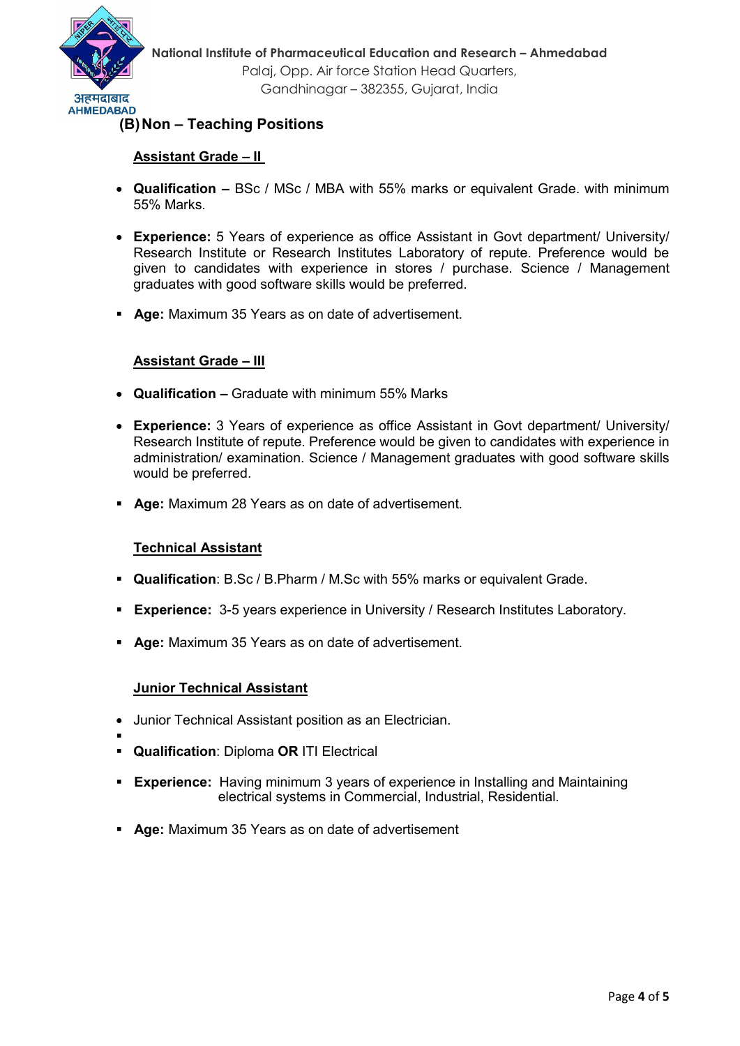National Institute of Pharmaceutical Education and Research – Ahmedabad
Palaj, Opp. Air force Station Head Quarters,
Gandhinagar – 382355, Gujarat, India

## (B) Non – Teaching Positions

### Assistant Grade – II

- **Qualification –** BSc / MSc / MBA with 55% marks or equivalent Grade. with minimum 55% Marks.
- **Experience:** 5 Years of experience as office Assistant in Govt department/ University/ Research Institute or Research Institutes Laboratory of repute. Preference would be given to candidates with experience in stores / purchase. Science / Management graduates with good software skills would be preferred.
- **Age:** Maximum 35 Years as on date of advertisement.

### Assistant Grade – III

- **Qualification –** Graduate with minimum 55% Marks
- **Experience:** 3 Years of experience as office Assistant in Govt department/ University/ Research Institute of repute. Preference would be given to candidates with experience in administration/ examination. Science / Management graduates with good software skills would be preferred.
- **Age:** Maximum 28 Years as on date of advertisement.

### Technical Assistant

- **Qualification**: B.Sc / B.Pharm / M.Sc with 55% marks or equivalent Grade.
- **Experience:** 3-5 years experience in University / Research Institutes Laboratory.
- **Age:** Maximum 35 Years as on date of advertisement.

### Junior Technical Assistant

- Junior Technical Assistant position as an Electrician.
- **Qualification**: Diploma **OR** ITI Electrical
- **Experience:** Having minimum 3 years of experience in Installing and Maintaining electrical systems in Commercial, Industrial, Residential.
- **Age:** Maximum 35 Years as on date of advertisement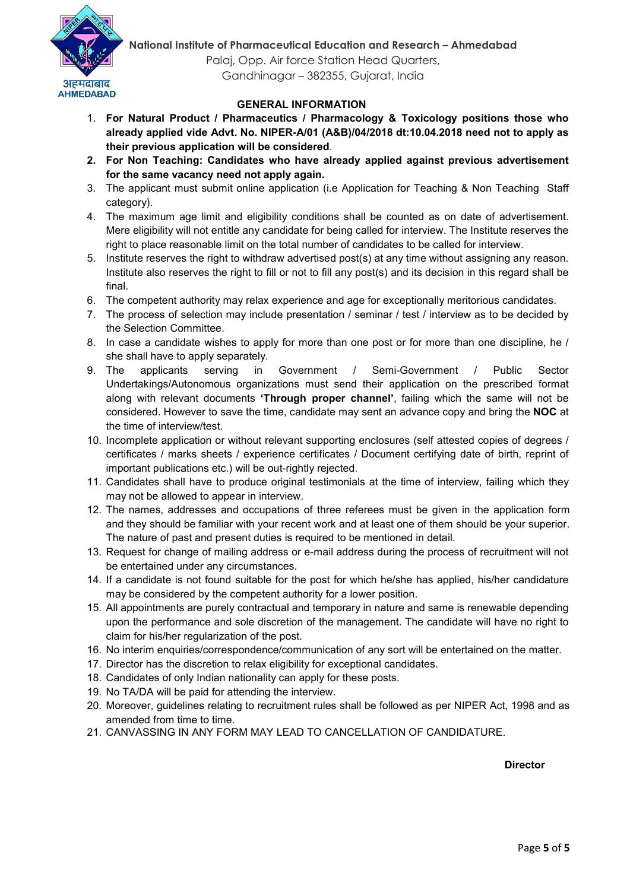National Institute of Pharmaceutical Education and Research – Ahmedabad
Palaj, Opp. Air force Station Head Quarters,
Gandhinagar – 382355, Gujarat, India

## GENERAL INFORMATION

1. **For Natural Product / Pharmaceutics / Pharmacology & Toxicology positions those who already applied vide Advt. No. NIPER-A/01 (A&B)/04/2018 dt:10.04.2018 need not to apply as their previous application will be considered**.
2. **For Non Teaching: Candidates who have already applied against previous advertisement for the same vacancy need not apply again.**
3. The applicant must submit online application (i.e Application for Teaching & Non Teaching Staff category).
4. The maximum age limit and eligibility conditions shall be counted as on date of advertisement. Mere eligibility will not entitle any candidate for being called for interview. The Institute reserves the right to place reasonable limit on the total number of candidates to be called for interview.
5. Institute reserves the right to withdraw advertised post(s) at any time without assigning any reason. Institute also reserves the right to fill or not to fill any post(s) and its decision in this regard shall be final.
6. The competent authority may relax experience and age for exceptionally meritorious candidates.
7. The process of selection may include presentation / seminar / test / interview as to be decided by the Selection Committee.
8. In case a candidate wishes to apply for more than one post or for more than one discipline, he / she shall have to apply separately.
9. The applicants serving in Government / Semi-Government / Public Sector Undertakings/Autonomous organizations must send their application on the prescribed format along with relevant documents **'Through proper channel'**, failing which the same will not be considered. However to save the time, candidate may sent an advance copy and bring the **NOC** at the time of interview/test.
10. Incomplete application or without relevant supporting enclosures (self attested copies of degrees / certificates / marks sheets / experience certificates / Document certifying date of birth, reprint of important publications etc.) will be out-rightly rejected.
11. Candidates shall have to produce original testimonials at the time of interview, failing which they may not be allowed to appear in interview.
12. The names, addresses and occupations of three referees must be given in the application form and they should be familiar with your recent work and at least one of them should be your superior. The nature of past and present duties is required to be mentioned in detail.
13. Request for change of mailing address or e-mail address during the process of recruitment will not be entertained under any circumstances.
14. If a candidate is not found suitable for the post for which he/she has applied, his/her candidature may be considered by the competent authority for a lower position.
15. All appointments are purely contractual and temporary in nature and same is renewable depending upon the performance and sole discretion of the management. The candidate will have no right to claim for his/her regularization of the post.
16. No interim enquiries/correspondence/communication of any sort will be entertained on the matter.
17. Director has the discretion to relax eligibility for exceptional candidates.
18. Candidates of only Indian nationality can apply for these posts.
19. No TA/DA will be paid for attending the interview.
20. Moreover, guidelines relating to recruitment rules shall be followed as per NIPER Act, 1998 and as amended from time to time.
21. CANVASSING IN ANY FORM MAY LEAD TO CANCELLATION OF CANDIDATURE.

**Director**